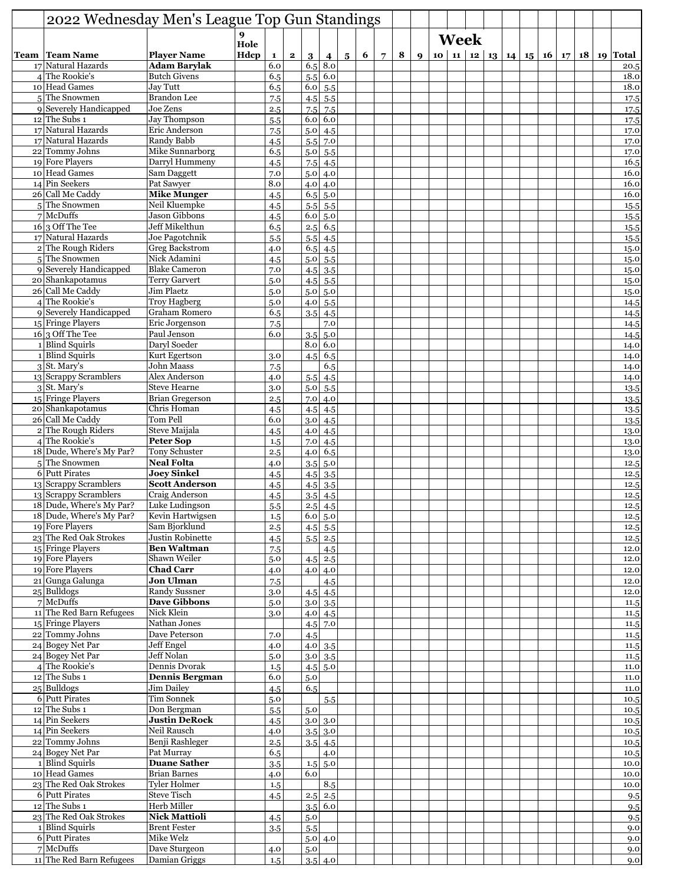# 2022 Wednesday Men's League Top Gun Standings

| Team | Team Name | Player Name | 9 Hole Hdcp | Week 1 | 2 | 3 | 4 | 5 | 6 | 7 | 8 | 9 | 10 | 11 | 12 | 13 | 14 | 15 | 16 | 17 | 18 | 19 | Total |
|---|---|---|---|---|---|---|---|---|---|---|---|---|---|---|---|---|---|---|---|---|---|---|---|
| 17 | Natural Hazards | **Adam Barylak** | | 6.0 | | 6.5 | 8.0 | | | | | | | | | | | | | | | | 20.5 |
| 4 | The Rookie's | Butch Givens | | 6.5 | | 5.5 | 6.0 | | | | | | | | | | | | | | | | 18.0 |
| 10 | Head Games | Jay Tutt | | 6.5 | | 6.0 | 5.5 | | | | | | | | | | | | | | | | 18.0 |
| 5 | The Snowmen | Brandon Lee | | 7.5 | | 4.5 | 5.5 | | | | | | | | | | | | | | | | 17.5 |
| 9 | Severely Handicapped | Joe Zens | | 2.5 | | 7.5 | 7.5 | | | | | | | | | | | | | | | | 17.5 |
| 12 | The Subs 1 | Jay Thompson | | 5.5 | | 6.0 | 6.0 | | | | | | | | | | | | | | | | 17.5 |
| 17 | Natural Hazards | Eric Anderson | | 7.5 | | 5.0 | 4.5 | | | | | | | | | | | | | | | | 17.0 |
| 17 | Natural Hazards | Randy Babb | | 4.5 | | 5.5 | 7.0 | | | | | | | | | | | | | | | | 17.0 |
| 22 | Tommy Johns | Mike Sunnarborg | | 6.5 | | 5.0 | 5.5 | | | | | | | | | | | | | | | | 17.0 |
| 19 | Fore Players | Darryl Hummeny | | 4.5 | | 7.5 | 4.5 | | | | | | | | | | | | | | | | 16.5 |
| 10 | Head Games | Sam Daggett | | 7.0 | | 5.0 | 4.0 | | | | | | | | | | | | | | | | 16.0 |
| 14 | Pin Seekers | Pat Sawyer | | 8.0 | | 4.0 | 4.0 | | | | | | | | | | | | | | | | 16.0 |
| 26 | Call Me Caddy | **Mike Munger** | | 4.5 | | 6.5 | 5.0 | | | | | | | | | | | | | | | | 16.0 |
| 5 | The Snowmen | Neil Kluempke | | 4.5 | | 5.5 | 5.5 | | | | | | | | | | | | | | | | 15.5 |
| 7 | McDuffs | Jason Gibbons | | 4.5 | | 6.0 | 5.0 | | | | | | | | | | | | | | | | 15.5 |
| 16 | 3 Off The Tee | Jeff Mikelthun | | 6.5 | | 2.5 | 6.5 | | | | | | | | | | | | | | | | 15.5 |
| 17 | Natural Hazards | Joe Pagotchnik | | 5.5 | | 5.5 | 4.5 | | | | | | | | | | | | | | | | 15.5 |
| 2 | The Rough Riders | Greg Backstrom | | 4.0 | | 6.5 | 4.5 | | | | | | | | | | | | | | | | 15.0 |
| 5 | The Snowmen | Nick Adamini | | 4.5 | | 5.0 | 5.5 | | | | | | | | | | | | | | | | 15.0 |
| 9 | Severely Handicapped | Blake Cameron | | 7.0 | | 4.5 | 3.5 | | | | | | | | | | | | | | | | 15.0 |
| 20 | Shankapotamus | Terry Garvert | | 5.0 | | 4.5 | 5.5 | | | | | | | | | | | | | | | | 15.0 |
| 26 | Call Me Caddy | Jim Plaetz | | 5.0 | | 5.0 | 5.0 | | | | | | | | | | | | | | | | 15.0 |
| 4 | The Rookie's | Troy Hagberg | | 5.0 | | 4.0 | 5.5 | | | | | | | | | | | | | | | | 14.5 |
| 9 | Severely Handicapped | Graham Romero | | 6.5 | | 3.5 | 4.5 | | | | | | | | | | | | | | | | 14.5 |
| 15 | Fringe Players | Eric Jorgenson | | 7.5 | | | 7.0 | | | | | | | | | | | | | | | | 14.5 |
| 16 | 3 Off The Tee | Paul Jenson | | 6.0 | | 3.5 | 5.0 | | | | | | | | | | | | | | | | 14.5 |
| 1 | Blind Squirls | Daryl Soeder | | | | 8.0 | 6.0 | | | | | | | | | | | | | | | | 14.0 |
| 1 | Blind Squirls | Kurt Egertson | | 3.0 | | 4.5 | 6.5 | | | | | | | | | | | | | | | | 14.0 |
| 3 | St. Mary's | John Maass | | 7.5 | | | 6.5 | | | | | | | | | | | | | | | | 14.0 |
| 13 | Scrappy Scramblers | Alex Anderson | | 4.0 | | 5.5 | 4.5 | | | | | | | | | | | | | | | | 14.0 |
| 3 | St. Mary's | Steve Hearne | | 3.0 | | 5.0 | 5.5 | | | | | | | | | | | | | | | | 13.5 |
| 15 | Fringe Players | Brian Gregerson | | 2.5 | | 7.0 | 4.0 | | | | | | | | | | | | | | | | 13.5 |
| 20 | Shankapotamus | Chris Homan | | 4.5 | | 4.5 | 4.5 | | | | | | | | | | | | | | | | 13.5 |
| 26 | Call Me Caddy | Tom Pell | | 6.0 | | 3.0 | 4.5 | | | | | | | | | | | | | | | | 13.5 |
| 2 | The Rough Riders | Steve Maijala | | 4.5 | | 4.0 | 4.5 | | | | | | | | | | | | | | | | 13.0 |
| 4 | The Rookie's | **Peter Sop** | | 1.5 | | 7.0 | 4.5 | | | | | | | | | | | | | | | | 13.0 |
| 18 | Dude, Where's My Par? | Tony Schuster | | 2.5 | | 4.0 | 6.5 | | | | | | | | | | | | | | | | 13.0 |
| 5 | The Snowmen | **Neal Folta** | | 4.0 | | 3.5 | 5.0 | | | | | | | | | | | | | | | | 12.5 |
| 6 | Putt Pirates | **Joey Sinkel** | | 4.5 | | 4.5 | 3.5 | | | | | | | | | | | | | | | | 12.5 |
| 13 | Scrappy Scramblers | **Scott Anderson** | | 4.5 | | 4.5 | 3.5 | | | | | | | | | | | | | | | | 12.5 |
| 13 | Scrappy Scramblers | Craig Anderson | | 4.5 | | 3.5 | 4.5 | | | | | | | | | | | | | | | | 12.5 |
| 18 | Dude, Where's My Par? | Luke Ludingson | | 5.5 | | 2.5 | 4.5 | | | | | | | | | | | | | | | | 12.5 |
| 18 | Dude, Where's My Par? | Kevin Hartwigsen | | 1.5 | | 6.0 | 5.0 | | | | | | | | | | | | | | | | 12.5 |
| 19 | Fore Players | Sam Bjorklund | | 2.5 | | 4.5 | 5.5 | | | | | | | | | | | | | | | | 12.5 |
| 23 | The Red Oak Strokes | Justin Robinette | | 4.5 | | 5.5 | 2.5 | | | | | | | | | | | | | | | | 12.5 |
| 15 | Fringe Players | **Ben Waltman** | | 7.5 | | | 4.5 | | | | | | | | | | | | | | | | 12.0 |
| 19 | Fore Players | Shawn Weiler | | 5.0 | | 4.5 | 2.5 | | | | | | | | | | | | | | | | 12.0 |
| 19 | Fore Players | **Chad Carr** | | 4.0 | | 4.0 | 4.0 | | | | | | | | | | | | | | | | 12.0 |
| 21 | Gunga Galunga | **Jon Ulman** | | 7.5 | | | 4.5 | | | | | | | | | | | | | | | | 12.0 |
| 25 | Bulldogs | Randy Sussner | | 3.0 | | 4.5 | 4.5 | | | | | | | | | | | | | | | | 12.0 |
| 7 | McDuffs | **Dave Gibbons** | | 5.0 | | 3.0 | 3.5 | | | | | | | | | | | | | | | | 11.5 |
| 11 | The Red Barn Refugees | Nick Klein | | 3.0 | | 4.0 | 4.5 | | | | | | | | | | | | | | | | 11.5 |
| 15 | Fringe Players | Nathan Jones | | | | 4.5 | 7.0 | | | | | | | | | | | | | | | | 11.5 |
| 22 | Tommy Johns | Dave Peterson | | 7.0 | | 4.5 | | | | | | | | | | | | | | | | | 11.5 |
| 24 | Bogey Net Par | Jeff Engel | | 4.0 | | 4.0 | 3.5 | | | | | | | | | | | | | | | | 11.5 |
| 24 | Bogey Net Par | Jeff Nolan | | 5.0 | | 3.0 | 3.5 | | | | | | | | | | | | | | | | 11.5 |
| 4 | The Rookie's | Dennis Dvorak | | 1.5 | | 4.5 | 5.0 | | | | | | | | | | | | | | | | 11.0 |
| 12 | The Subs 1 | **Dennis Bergman** | | 6.0 | | 5.0 | | | | | | | | | | | | | | | | | 11.0 |
| 25 | Bulldogs | Jim Dailey | | 4.5 | | 6.5 | | | | | | | | | | | | | | | | | 11.0 |
| 6 | Putt Pirates | Tim Sonnek | | 5.0 | | | 5.5 | | | | | | | | | | | | | | | | 10.5 |
| 12 | The Subs 1 | Don Bergman | | 5.5 | | 5.0 | | | | | | | | | | | | | | | | | 10.5 |
| 14 | Pin Seekers | **Justin DeRock** | | 4.5 | | 3.0 | 3.0 | | | | | | | | | | | | | | | | 10.5 |
| 14 | Pin Seekers | Neil Rausch | | 4.0 | | 3.5 | 3.0 | | | | | | | | | | | | | | | | 10.5 |
| 22 | Tommy Johns | Benji Rashleger | | 2.5 | | 3.5 | 4.5 | | | | | | | | | | | | | | | | 10.5 |
| 24 | Bogey Net Par | Pat Murray | | 6.5 | | | 4.0 | | | | | | | | | | | | | | | | 10.5 |
| 1 | Blind Squirls | **Duane Sather** | | 3.5 | | 1.5 | 5.0 | | | | | | | | | | | | | | | | 10.0 |
| 10 | Head Games | Brian Barnes | | 4.0 | | 6.0 | | | | | | | | | | | | | | | | | 10.0 |
| 23 | The Red Oak Strokes | Tyler Holmer | | 1.5 | | | 8.5 | | | | | | | | | | | | | | | | 10.0 |
| 6 | Putt Pirates | Steve Tisch | | 4.5 | | 2.5 | 2.5 | | | | | | | | | | | | | | | | 9.5 |
| 12 | The Subs 1 | Herb Miller | | | | 3.5 | 6.0 | | | | | | | | | | | | | | | | 9.5 |
| 23 | The Red Oak Strokes | **Nick Mattioli** | | 4.5 | | 5.0 | | | | | | | | | | | | | | | | | 9.5 |
| 1 | Blind Squirls | Brent Fester | | 3.5 | | 5.5 | | | | | | | | | | | | | | | | | 9.0 |
| 6 | Putt Pirates | Mike Welz | | | | 5.0 | 4.0 | | | | | | | | | | | | | | | | 9.0 |
| 7 | McDuffs | Dave Sturgeon | | 4.0 | | 5.0 | | | | | | | | | | | | | | | | | 9.0 |
| 11 | The Red Barn Refugees | Damian Griggs | | 1.5 | | 3.5 | 4.0 | | | | | | | | | | | | | | | | 9.0 |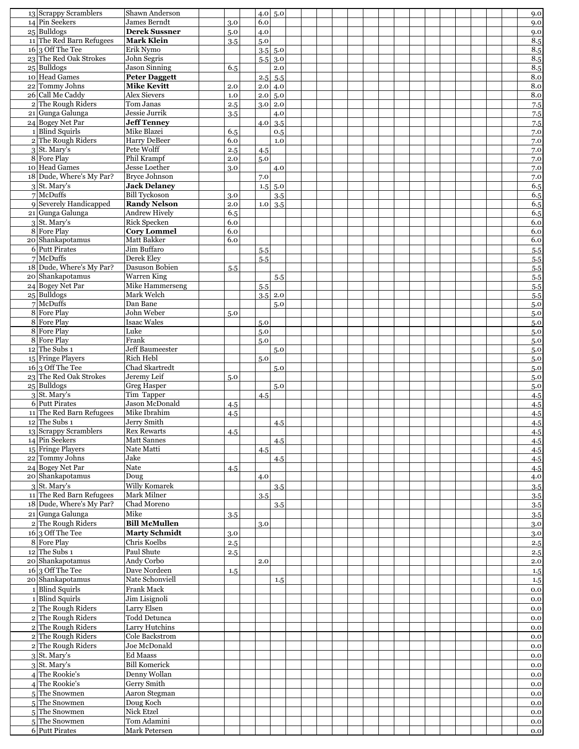| | | | | | | | | | | | | | | | | | | | | | | | |
|---|---|---|---|---|---|---|---|---|---|---|---|---|---|---|---|---|---|---|---|---|---|---|---|
| 13 | Scrappy Scramblers | Shawn Anderson | | | | 4.0 | 5.0 | | | | | | | | | | | | | | | | 9.0 |
| 14 | Pin Seekers | James Berndt | | 3.0 | | 6.0 | | | | | | | | | | | | | | | | | 9.0 |
| 25 | Bulldogs | **Derek Sussner** | | 5.0 | | 4.0 | | | | | | | | | | | | | | | | | 9.0 |
| 11 | The Red Barn Refugees | **Mark Klein** | | 3.5 | | 5.0 | | | | | | | | | | | | | | | | | 8.5 |
| 16 | 3 Off The Tee | Erik Nymo | | | | 3.5 | 5.0 | | | | | | | | | | | | | | | | 8.5 |
| 23 | The Red Oak Strokes | John Segris | | | | 5.5 | 3.0 | | | | | | | | | | | | | | | | 8.5 |
| 25 | Bulldogs | Jason Sinning | | 6.5 | | | 2.0 | | | | | | | | | | | | | | | | 8.5 |
| 10 | Head Games | **Peter Daggett** | | | | 2.5 | 5.5 | | | | | | | | | | | | | | | | 8.0 |
| 22 | Tommy Johns | **Mike Kevitt** | | 2.0 | | 2.0 | 4.0 | | | | | | | | | | | | | | | | 8.0 |
| 26 | Call Me Caddy | Alex Sievers | | 1.0 | | 2.0 | 5.0 | | | | | | | | | | | | | | | | 8.0 |
| 2 | The Rough Riders | Tom Janas | | 2.5 | | 3.0 | 2.0 | | | | | | | | | | | | | | | | 7.5 |
| 21 | Gunga Galunga | Jessie Jurrik | | 3.5 | | | 4.0 | | | | | | | | | | | | | | | | 7.5 |
| 24 | Bogey Net Par | **Jeff Tenney** | | | | 4.0 | 3.5 | | | | | | | | | | | | | | | | 7.5 |
| 1 | Blind Squirls | Mike Blazei | | 6.5 | | | 0.5 | | | | | | | | | | | | | | | | 7.0 |
| 2 | The Rough Riders | Harry DeBeer | | 6.0 | | | 1.0 | | | | | | | | | | | | | | | | 7.0 |
| 3 | St. Mary's | Pete Wolff | | 2.5 | | 4.5 | | | | | | | | | | | | | | | | | 7.0 |
| 8 | Fore Play | Phil Krampf | | 2.0 | | 5.0 | | | | | | | | | | | | | | | | | 7.0 |
| 10 | Head Games | Jesse Loether | | 3.0 | | | 4.0 | | | | | | | | | | | | | | | | 7.0 |
| 18 | Dude, Where's My Par? | Bryce Johnson | | | | 7.0 | | | | | | | | | | | | | | | | | 7.0 |
| 3 | St. Mary's | **Jack Delaney** | | | | 1.5 | 5.0 | | | | | | | | | | | | | | | | 6.5 |
| 7 | McDuffs | Bill Tyckoson | | 3.0 | | | 3.5 | | | | | | | | | | | | | | | | 6.5 |
| 9 | Severely Handicapped | **Randy Nelson** | | 2.0 | | 1.0 | 3.5 | | | | | | | | | | | | | | | | 6.5 |
| 21 | Gunga Galunga | Andrew Hively | | 6.5 | | | | | | | | | | | | | | | | | | | 6.5 |
| 3 | St. Mary's | Rick Specken | | 6.0 | | | | | | | | | | | | | | | | | | | 6.0 |
| 8 | Fore Play | **Cory Lommel** | | 6.0 | | | | | | | | | | | | | | | | | | | 6.0 |
| 20 | Shankapotamus | Matt Bakker | | 6.0 | | | | | | | | | | | | | | | | | | | 6.0 |
| 6 | Putt Pirates | Jim Buffaro | | | | 5.5 | | | | | | | | | | | | | | | | | 5.5 |
| 7 | McDuffs | Derek Eley | | | | 5.5 | | | | | | | | | | | | | | | | | 5.5 |
| 18 | Dude, Where's My Par? | Dasuson Bobien | | 5.5 | | | | | | | | | | | | | | | | | | | 5.5 |
| 20 | Shankapotamus | Warren King | | | | | 5.5 | | | | | | | | | | | | | | | | 5.5 |
| 24 | Bogey Net Par | Mike Hammerseng | | | | 5.5 | | | | | | | | | | | | | | | | | 5.5 |
| 25 | Bulldogs | Mark Welch | | | | 3.5 | 2.0 | | | | | | | | | | | | | | | | 5.5 |
| 7 | McDuffs | Dan Bane | | | | | 5.0 | | | | | | | | | | | | | | | | 5.0 |
| 8 | Fore Play | John Weber | | 5.0 | | | | | | | | | | | | | | | | | | | 5.0 |
| 8 | Fore Play | Isaac Wales | | | | 5.0 | | | | | | | | | | | | | | | | | 5.0 |
| 8 | Fore Play | Luke | | | | 5.0 | | | | | | | | | | | | | | | | | 5.0 |
| 8 | Fore Play | Frank | | | | 5.0 | | | | | | | | | | | | | | | | | 5.0 |
| 12 | The Subs 1 | Jeff Baumeester | | | | | 5.0 | | | | | | | | | | | | | | | | 5.0 |
| 15 | Fringe Players | Rich Hebl | | | | 5.0 | | | | | | | | | | | | | | | | | 5.0 |
| 16 | 3 Off The Tee | Chad Skartredt | | | | | 5.0 | | | | | | | | | | | | | | | | 5.0 |
| 23 | The Red Oak Strokes | Jeremy Leif | | 5.0 | | | | | | | | | | | | | | | | | | | 5.0 |
| 25 | Bulldogs | Greg Hasper | | | | | 5.0 | | | | | | | | | | | | | | | | 5.0 |
| 3 | St. Mary's | Tim Tapper | | | | 4.5 | | | | | | | | | | | | | | | | | 4.5 |
| 6 | Putt Pirates | Jason McDonald | | 4.5 | | | | | | | | | | | | | | | | | | | 4.5 |
| 11 | The Red Barn Refugees | Mike Ibrahim | | 4.5 | | | | | | | | | | | | | | | | | | | 4.5 |
| 12 | The Subs 1 | Jerry Smith | | | | | 4.5 | | | | | | | | | | | | | | | | 4.5 |
| 13 | Scrappy Scramblers | Rex Rewarts | | 4.5 | | | | | | | | | | | | | | | | | | | 4.5 |
| 14 | Pin Seekers | Matt Sannes | | | | | 4.5 | | | | | | | | | | | | | | | | 4.5 |
| 15 | Fringe Players | Nate Matti | | | | 4.5 | | | | | | | | | | | | | | | | | 4.5 |
| 22 | Tommy Johns | Jake | | | | | 4.5 | | | | | | | | | | | | | | | | 4.5 |
| 24 | Bogey Net Par | Nate | | 4.5 | | | | | | | | | | | | | | | | | | | 4.5 |
| 20 | Shankapotamus | Doug | | | | 4.0 | | | | | | | | | | | | | | | | | 4.0 |
| 3 | St. Mary's | Willy Komarek | | | | | 3.5 | | | | | | | | | | | | | | | | 3.5 |
| 11 | The Red Barn Refugees | Mark Milner | | | | 3.5 | | | | | | | | | | | | | | | | | 3.5 |
| 18 | Dude, Where's My Par? | Chad Moreno | | | | | 3.5 | | | | | | | | | | | | | | | | 3.5 |
| 21 | Gunga Galunga | Mike | | 3.5 | | | | | | | | | | | | | | | | | | | 3.5 |
| 2 | The Rough Riders | **Bill McMullen** | | | | 3.0 | | | | | | | | | | | | | | | | | 3.0 |
| 16 | 3 Off The Tee | **Marty Schmidt** | | 3.0 | | | | | | | | | | | | | | | | | | | 3.0 |
| 8 | Fore Play | Chris Koelbs | | 2.5 | | | | | | | | | | | | | | | | | | | 2.5 |
| 12 | The Subs 1 | Paul Shute | | 2.5 | | | | | | | | | | | | | | | | | | | 2.5 |
| 20 | Shankapotamus | Andy Corbo | | | | 2.0 | | | | | | | | | | | | | | | | | 2.0 |
| 16 | 3 Off The Tee | Dave Nordeen | | 1.5 | | | | | | | | | | | | | | | | | | | 1.5 |
| 20 | Shankapotamus | Nate Schonviell | | | | | 1.5 | | | | | | | | | | | | | | | | 1.5 |
| 1 | Blind Squirls | Frank Mack | | | | | | | | | | | | | | | | | | | | | 0.0 |
| 1 | Blind Squirls | Jim Lisignoli | | | | | | | | | | | | | | | | | | | | | 0.0 |
| 2 | The Rough Riders | Larry Elsen | | | | | | | | | | | | | | | | | | | | | 0.0 |
| 2 | The Rough Riders | Todd Detunca | | | | | | | | | | | | | | | | | | | | | 0.0 |
| 2 | The Rough Riders | Larry Hutchins | | | | | | | | | | | | | | | | | | | | | 0.0 |
| 2 | The Rough Riders | Cole Backstrom | | | | | | | | | | | | | | | | | | | | | 0.0 |
| 2 | The Rough Riders | Joe McDonald | | | | | | | | | | | | | | | | | | | | | 0.0 |
| 3 | St. Mary's | Ed Maass | | | | | | | | | | | | | | | | | | | | | 0.0 |
| 3 | St. Mary's | Bill Komerick | | | | | | | | | | | | | | | | | | | | | 0.0 |
| 4 | The Rookie's | Denny Wollan | | | | | | | | | | | | | | | | | | | | | 0.0 |
| 4 | The Rookie's | Gerry Smith | | | | | | | | | | | | | | | | | | | | | 0.0 |
| 5 | The Snowmen | Aaron Stegman | | | | | | | | | | | | | | | | | | | | | 0.0 |
| 5 | The Snowmen | Doug Koch | | | | | | | | | | | | | | | | | | | | | 0.0 |
| 5 | The Snowmen | Nick Etzel | | | | | | | | | | | | | | | | | | | | | 0.0 |
| 5 | The Snowmen | Tom Adamini | | | | | | | | | | | | | | | | | | | | | 0.0 |
| 6 | Putt Pirates | Mark Petersen | | | | | | | | | | | | | | | | | | | | | 0.0 |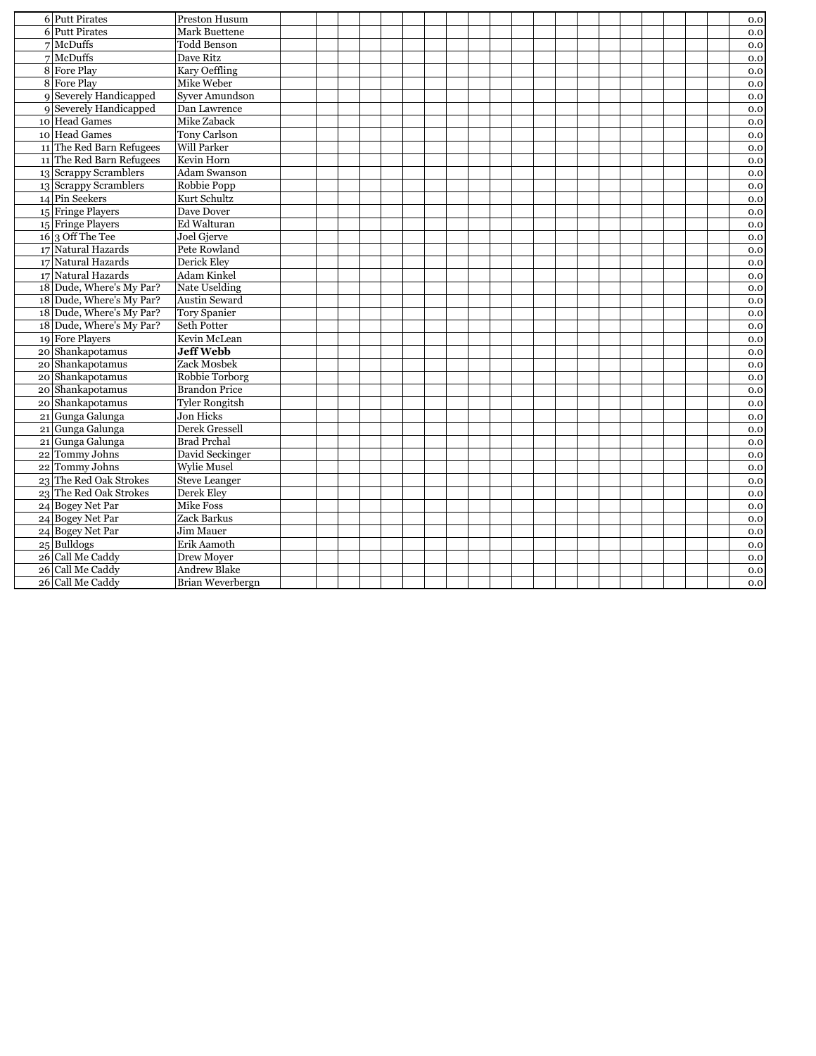| | | | | | | | | | | | | | | | | | | | | | | | |
|---|---|---|---|---|---|---|---|---|---|---|---|---|---|---|---|---|---|---|---|---|---|---|---|
| 6 | Putt Pirates | Preston Husum | | | | | | | | | | | | | | | | | | | | | 0.0 |
| 6 | Putt Pirates | Mark Buettene | | | | | | | | | | | | | | | | | | | | | 0.0 |
| 7 | McDuffs | Todd Benson | | | | | | | | | | | | | | | | | | | | | 0.0 |
| 7 | McDuffs | Dave Ritz | | | | | | | | | | | | | | | | | | | | | 0.0 |
| 8 | Fore Play | Kary Oeffling | | | | | | | | | | | | | | | | | | | | | 0.0 |
| 8 | Fore Play | Mike Weber | | | | | | | | | | | | | | | | | | | | | 0.0 |
| 9 | Severely Handicapped | Syver Amundson | | | | | | | | | | | | | | | | | | | | | 0.0 |
| 9 | Severely Handicapped | Dan Lawrence | | | | | | | | | | | | | | | | | | | | | 0.0 |
| 10 | Head Games | Mike Zaback | | | | | | | | | | | | | | | | | | | | | 0.0 |
| 10 | Head Games | Tony Carlson | | | | | | | | | | | | | | | | | | | | | 0.0 |
| 11 | The Red Barn Refugees | Will Parker | | | | | | | | | | | | | | | | | | | | | 0.0 |
| 11 | The Red Barn Refugees | Kevin Horn | | | | | | | | | | | | | | | | | | | | | 0.0 |
| 13 | Scrappy Scramblers | Adam Swanson | | | | | | | | | | | | | | | | | | | | | 0.0 |
| 13 | Scrappy Scramblers | Robbie Popp | | | | | | | | | | | | | | | | | | | | | 0.0 |
| 14 | Pin Seekers | Kurt Schultz | | | | | | | | | | | | | | | | | | | | | 0.0 |
| 15 | Fringe Players | Dave Dover | | | | | | | | | | | | | | | | | | | | | 0.0 |
| 15 | Fringe Players | Ed Walturan | | | | | | | | | | | | | | | | | | | | | 0.0 |
| 16 | 3 Off The Tee | Joel Gjerve | | | | | | | | | | | | | | | | | | | | | 0.0 |
| 17 | Natural Hazards | Pete Rowland | | | | | | | | | | | | | | | | | | | | | 0.0 |
| 17 | Natural Hazards | Derick Eley | | | | | | | | | | | | | | | | | | | | | 0.0 |
| 17 | Natural Hazards | Adam Kinkel | | | | | | | | | | | | | | | | | | | | | 0.0 |
| 18 | Dude, Where's My Par? | Nate Uselding | | | | | | | | | | | | | | | | | | | | | 0.0 |
| 18 | Dude, Where's My Par? | Austin Seward | | | | | | | | | | | | | | | | | | | | | 0.0 |
| 18 | Dude, Where's My Par? | Tory Spanier | | | | | | | | | | | | | | | | | | | | | 0.0 |
| 18 | Dude, Where's My Par? | Seth Potter | | | | | | | | | | | | | | | | | | | | | 0.0 |
| 19 | Fore Players | Kevin McLean | | | | | | | | | | | | | | | | | | | | | 0.0 |
| 20 | Shankapotamus | **Jeff Webb** | | | | | | | | | | | | | | | | | | | | | 0.0 |
| 20 | Shankapotamus | Zack Mosbek | | | | | | | | | | | | | | | | | | | | | 0.0 |
| 20 | Shankapotamus | Robbie Torborg | | | | | | | | | | | | | | | | | | | | | 0.0 |
| 20 | Shankapotamus | Brandon Price | | | | | | | | | | | | | | | | | | | | | 0.0 |
| 20 | Shankapotamus | Tyler Rongitsh | | | | | | | | | | | | | | | | | | | | | 0.0 |
| 21 | Gunga Galunga | Jon Hicks | | | | | | | | | | | | | | | | | | | | | 0.0 |
| 21 | Gunga Galunga | Derek Gressell | | | | | | | | | | | | | | | | | | | | | 0.0 |
| 21 | Gunga Galunga | Brad Prchal | | | | | | | | | | | | | | | | | | | | | 0.0 |
| 22 | Tommy Johns | David Seckinger | | | | | | | | | | | | | | | | | | | | | 0.0 |
| 22 | Tommy Johns | Wylie Musel | | | | | | | | | | | | | | | | | | | | | 0.0 |
| 23 | The Red Oak Strokes | Steve Leanger | | | | | | | | | | | | | | | | | | | | | 0.0 |
| 23 | The Red Oak Strokes | Derek Eley | | | | | | | | | | | | | | | | | | | | | 0.0 |
| 24 | Bogey Net Par | Mike Foss | | | | | | | | | | | | | | | | | | | | | 0.0 |
| 24 | Bogey Net Par | Zack Barkus | | | | | | | | | | | | | | | | | | | | | 0.0 |
| 24 | Bogey Net Par | Jim Mauer | | | | | | | | | | | | | | | | | | | | | 0.0 |
| 25 | Bulldogs | Erik Aamoth | | | | | | | | | | | | | | | | | | | | | 0.0 |
| 26 | Call Me Caddy | Drew Moyer | | | | | | | | | | | | | | | | | | | | | 0.0 |
| 26 | Call Me Caddy | Andrew Blake | | | | | | | | | | | | | | | | | | | | | 0.0 |
| 26 | Call Me Caddy | Brian Weverbergn | | | | | | | | | | | | | | | | | | | | | 0.0 |